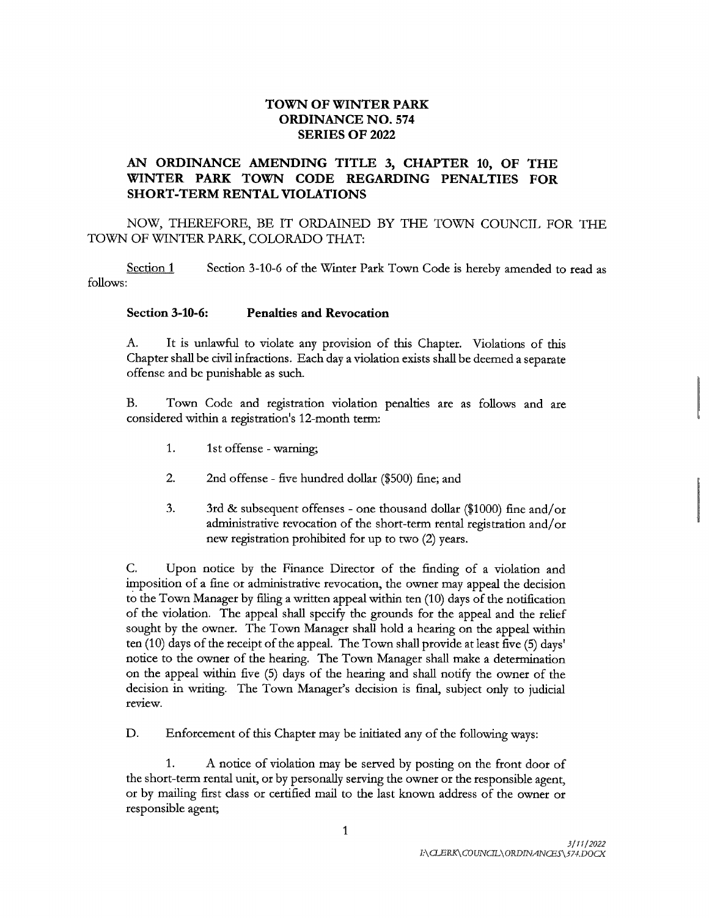# TOWN OF WINTER PARK
# ORDINANCE NO. 574
# SERIES OF 2022

## AN ORDINANCE AMENDING TITLE 3, CHAPTER 10, OF THE WINTER PARK TOWN CODE REGARDING PENALTIES FOR SHORT-TERM RENTAL VIOLATIONS

NOW, THEREFORE, BE IT ORDAINED BY THE TOWN COUNCIL FOR THE TOWN OF WINTER PARK, COLORADO THAT:

Section 1 Section 3-10-6 of the Winter Park Town Code is hereby amended to read as follows:

**Section 3-10-6: Penalties and Revocation**

A. It is unlawful to violate any provision of this Chapter. Violations of this Chapter shall be civil infractions. Each day a violation exists shall be deemed a separate offense and be punishable as such.

B. Town Code and registration violation penalties are as follows and are considered within a registration's 12-month term:

1. 1st offense - warning;
2. 2nd offense - five hundred dollar ($500) fine; and
3. 3rd & subsequent offenses - one thousand dollar ($1000) fine and/or administrative revocation of the short-term rental registration and/or new registration prohibited for up to two (2) years.

C. Upon notice by the Finance Director of the finding of a violation and imposition of a fine or administrative revocation, the owner may appeal the decision to the Town Manager by filing a written appeal within ten (10) days of the notification of the violation. The appeal shall specify the grounds for the appeal and the relief sought by the owner. The Town Manager shall hold a hearing on the appeal within ten (10) days of the receipt of the appeal. The Town shall provide at least five (5) days' notice to the owner of the hearing. The Town Manager shall make a determination on the appeal within five (5) days of the hearing and shall notify the owner of the decision in writing. The Town Manager's decision is final, subject only to judicial review.

D. Enforcement of this Chapter may be initiated any of the following ways:

1. A notice of violation may be served by posting on the front door of the short-term rental unit, or by personally serving the owner or the responsible agent, or by mailing first class or certified mail to the last known address of the owner or responsible agent;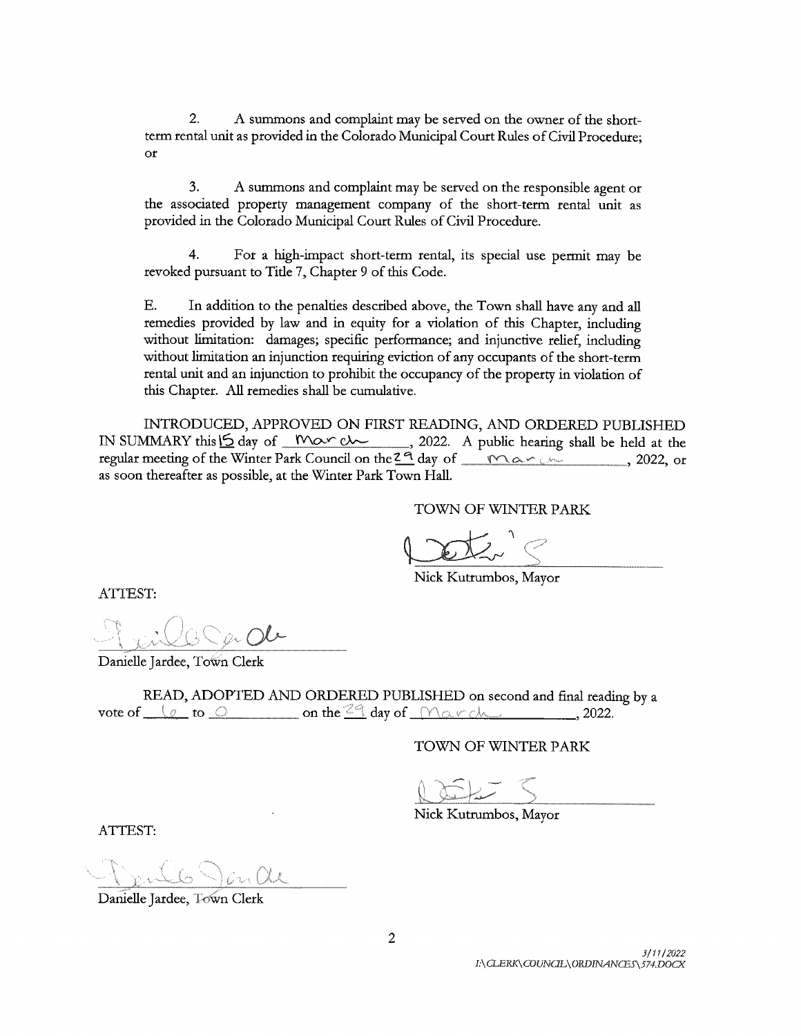2. A summons and complaint may be served on the owner of the short-term rental unit as provided in the Colorado Municipal Court Rules of Civil Procedure; or

3. A summons and complaint may be served on the responsible agent or the associated property management company of the short-term rental unit as provided in the Colorado Municipal Court Rules of Civil Procedure.

4. For a high-impact short-term rental, its special use permit may be revoked pursuant to Title 7, Chapter 9 of this Code.

E. In addition to the penalties described above, the Town shall have any and all remedies provided by law and in equity for a violation of this Chapter, including without limitation: damages; specific performance; and injunctive relief, including without limitation an injunction requiring eviction of any occupants of the short-term rental unit and an injunction to prohibit the occupancy of the property in violation of this Chapter. All remedies shall be cumulative.

INTRODUCED, APPROVED ON FIRST READING, AND ORDERED PUBLISHED IN SUMMARY this 15 day of March, 2022. A public hearing shall be held at the regular meeting of the Winter Park Council on the 29 day of March, 2022, or as soon thereafter as possible, at the Winter Park Town Hall.

TOWN OF WINTER PARK

Nick Kutrumbos, Mayor

ATTEST:

Danielle Jardee, Town Clerk

READ, ADOPTED AND ORDERED PUBLISHED on second and final reading by a vote of 6 to 0 on the 29 day of March, 2022.

TOWN OF WINTER PARK

Nick Kutrumbos, Mayor

ATTEST:

Danielle Jardee, Town Clerk

3/11/2022
I:\CLERK\COUNCIL\ORDINANCES\574.DOCX